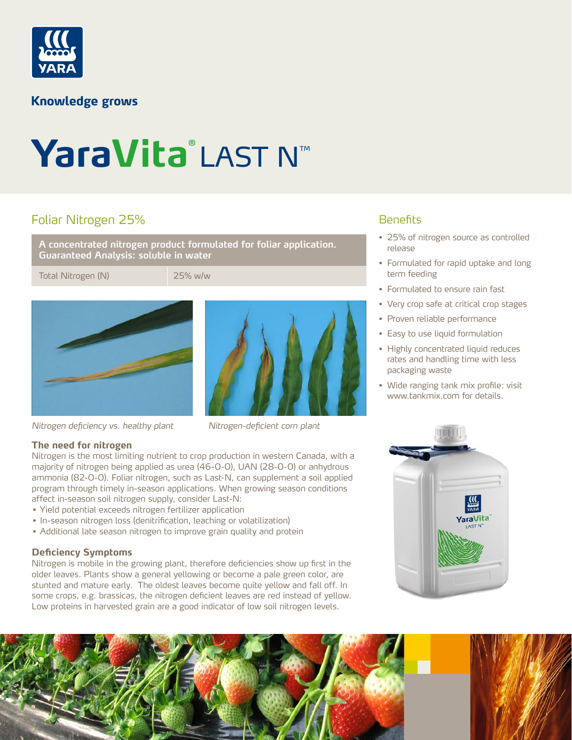Knowledge grows

# YaraVita® LAST N™

## Foliar Nitrogen 25%

| A concentrated nitrogen product formulated for foliar application. Guaranteed Analysis: soluble in water | |
|---|---|
| Total Nitrogen (N) | 25% w/w |

*Nitrogen deficiency vs. healthy plant*

*Nitrogen-deficient corn plant*

### The need for nitrogen

Nitrogen is the most limiting nutrient to crop production in western Canada, with a majority of nitrogen being applied as urea (46-0-0), UAN (28-0-0) or anhydrous ammonia (82-0-0). Foliar nitrogen, such as Last-N, can supplement a soil applied program through timely in-season applications. When growing season conditions affect in-season soil nitrogen supply, consider Last-N:

- Yield potential exceeds nitrogen fertilizer application
- In-season nitrogen loss (denitrification, leaching or volatilization)
- Additional late season nitrogen to improve grain quality and protein

### Deficiency Symptoms

Nitrogen is mobile in the growing plant, therefore deficiencies show up first in the older leaves. Plants show a general yellowing or become a pale green color, are stunted and mature early. The oldest leaves become quite yellow and fall off. In some crops, e.g. brassicas, the nitrogen deficient leaves are red instead of yellow. Low proteins in harvested grain are a good indicator of low soil nitrogen levels.

## Benefits

- 25% of nitrogen source as controlled release
- Formulated for rapid uptake and long term feeding
- Formulated to ensure rain fast
- Very crop safe at critical crop stages
- Proven reliable performance
- Easy to use liquid formulation
- Highly concentrated liquid reduces rates and handling time with less packaging waste
- Wide ranging tank mix profile: visit www.tankmix.com for details.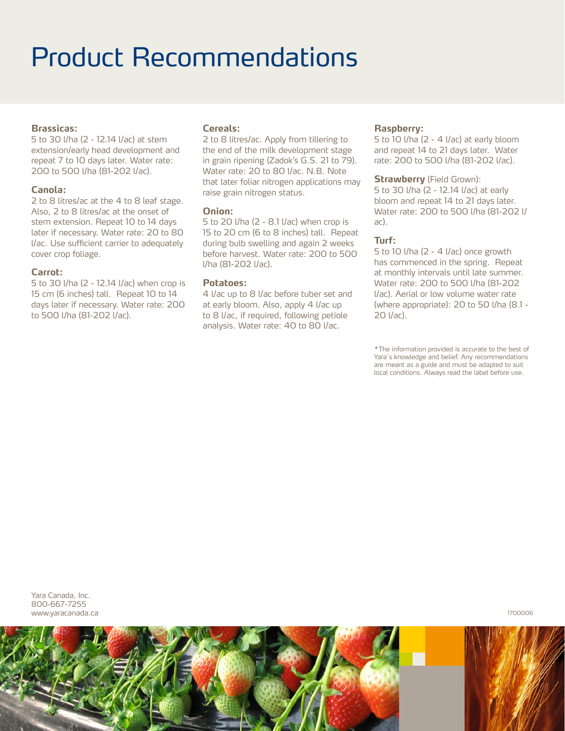# Product Recommendations

**Brassicas:**
5 to 30 l/ha (2 - 12.14 l/ac) at stem extension/early head development and repeat 7 to 10 days later. Water rate: 200 to 500 l/ha (81-202 l/ac).

**Canola:**
2 to 8 litres/ac at the 4 to 8 leaf stage. Also, 2 to 8 litres/ac at the onset of stem extension. Repeat 10 to 14 days later if necessary. Water rate: 20 to 80 l/ac. Use sufficient carrier to adequately cover crop foliage.

**Carrot:**
5 to 30 l/ha (2 - 12.14 l/ac) when crop is 15 cm (6 inches) tall. Repeat 10 to 14 days later if necessary. Water rate: 200 to 500 l/ha (81-202 l/ac).

**Cereals:**
2 to 8 litres/ac. Apply from tillering to the end of the milk development stage in grain ripening (Zadok's G.S. 21 to 79). Water rate: 20 to 80 l/ac. N.B. Note that later foliar nitrogen applications may raise grain nitrogen status.

**Onion:**
5 to 20 l/ha (2 - 8.1 l/ac) when crop is 15 to 20 cm (6 to 8 inches) tall. Repeat during bulb swelling and again 2 weeks before harvest. Water rate: 200 to 500 l/ha (81-202 l/ac).

**Potatoes:**
4 l/ac up to 8 l/ac before tuber set and at early bloom. Also, apply 4 l/ac up to 8 l/ac, if required, following petiole analysis. Water rate: 40 to 80 l/ac.

**Raspberry:**
5 to 10 l/ha (2 - 4 l/ac) at early bloom and repeat 14 to 21 days later. Water rate: 200 to 500 l/ha (81-202 l/ac).

**Strawberry** (Field Grown):
5 to 30 l/ha (2 - 12.14 l/ac) at early bloom and repeat 14 to 21 days later. Water rate: 200 to 500 l/ha (81-202 l/ac).

**Turf:**
5 to 10 l/ha (2 - 4 l/ac) once growth has commenced in the spring. Repeat at monthly intervals until late summer. Water rate: 200 to 500 l/ha (81-202 l/ac). Aerial or low volume water rate (where appropriate): 20 to 50 l/ha (8.1 - 20 l/ac).

*The information provided is accurate to the best of Yara´s knowledge and belief. Any recommendations are meant as a guide and must be adapted to suit local conditions. Always read the label before use.

Yara Canada, Inc.
800-667-7255
www.yaracanada.ca

1700006